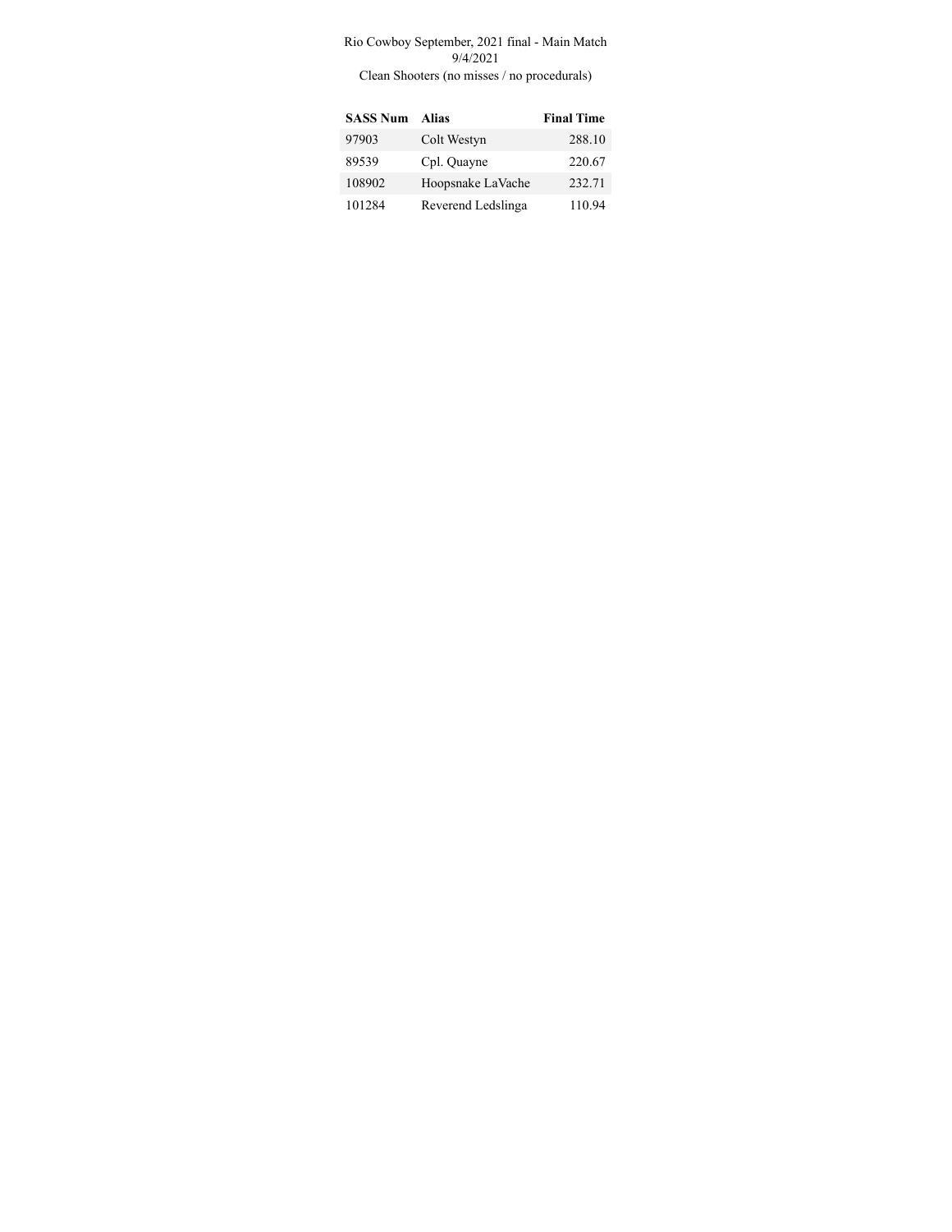Rio Cowboy September, 2021 final - Main Match
9/4/2021
Clean Shooters (no misses / no procedurals)

| SASS Num | Alias | Final Time |
|---|---|---|
| 97903 | Colt Westyn | 288.10 |
| 89539 | Cpl. Quayne | 220.67 |
| 108902 | Hoopsnake LaVache | 232.71 |
| 101284 | Reverend Ledslinga | 110.94 |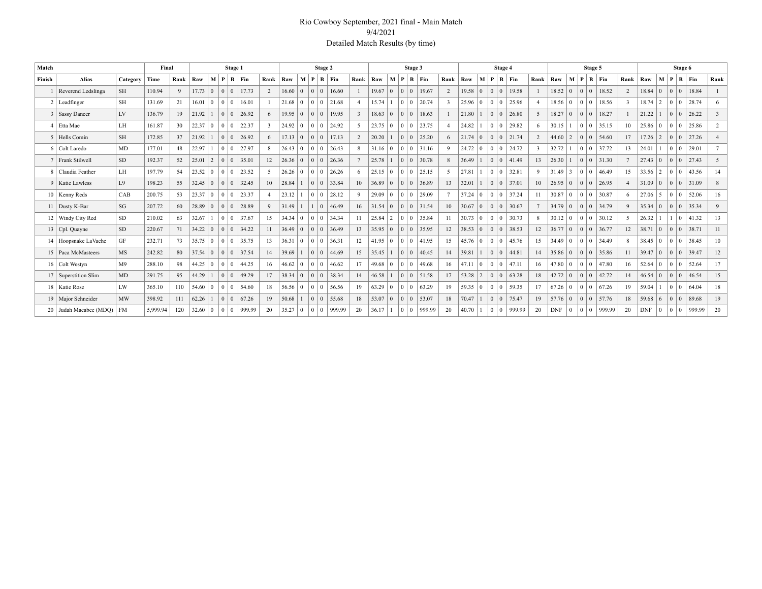# Rio Cowboy September, 2021 final - Main Match

9/4/2021

Detailed Match Results (by time)

| Match | | | Final | | Stage 1 | | | | | | Stage 2 | | | | | | Stage 3 | | | | | | Stage 4 | | | | | | Stage 5 | | | | | | Stage 6 | | | | | |
|---|---|---|---|---|---|---|---|---|---|---|---|---|---|---|---|---|---|---|---|---|---|---|---|---|---|---|---|---|---|---|---|---|---|---|---|---|---|---|---|---|
| Finish | Alias | Category | Time | Rank | Raw | M | P | B | Fin | Rank | Raw | M | P | B | Fin | Rank | Raw | M | P | B | Fin | Rank | Raw | M | P | B | Fin | Rank | Raw | M | P | B | Fin | Rank | Raw | M | P | B | Fin | Rank |
| 1 | Reverend Ledslinga | SH | 110.94 | 9 | 17.73 | 0 | 0 | 0 | 17.73 | 2 | 16.60 | 0 | 0 | 0 | 16.60 | 1 | 19.67 | 0 | 0 | 0 | 19.67 | 2 | 19.58 | 0 | 0 | 0 | 19.58 | 1 | 18.52 | 0 | 0 | 0 | 18.52 | 2 | 18.84 | 0 | 0 | 0 | 18.84 | 1 |
| 2 | Leadfinger | SH | 131.69 | 21 | 16.01 | 0 | 0 | 0 | 16.01 | 1 | 21.68 | 0 | 0 | 0 | 21.68 | 4 | 15.74 | 1 | 0 | 0 | 20.74 | 3 | 25.96 | 0 | 0 | 0 | 25.96 | 4 | 18.56 | 0 | 0 | 0 | 18.56 | 3 | 18.74 | 2 | 0 | 0 | 28.74 | 6 |
| 3 | Sassy Dancer | LV | 136.79 | 19 | 21.92 | 1 | 0 | 0 | 26.92 | 6 | 19.95 | 0 | 0 | 0 | 19.95 | 3 | 18.63 | 0 | 0 | 0 | 18.63 | 1 | 21.80 | 1 | 0 | 0 | 26.80 | 5 | 18.27 | 0 | 0 | 0 | 18.27 | 1 | 21.22 | 1 | 0 | 0 | 26.22 | 3 |
| 4 | Etta Mae | LH | 161.87 | 30 | 22.37 | 0 | 0 | 0 | 22.37 | 3 | 24.92 | 0 | 0 | 0 | 24.92 | 5 | 23.75 | 0 | 0 | 0 | 23.75 | 4 | 24.82 | 1 | 0 | 0 | 29.82 | 6 | 30.15 | 1 | 0 | 0 | 35.15 | 10 | 25.86 | 0 | 0 | 0 | 25.86 | 2 |
| 5 | Hells Comin | SH | 172.85 | 37 | 21.92 | 1 | 0 | 0 | 26.92 | 6 | 17.13 | 0 | 0 | 0 | 17.13 | 2 | 20.20 | 1 | 0 | 0 | 25.20 | 6 | 21.74 | 0 | 0 | 0 | 21.74 | 2 | 44.60 | 2 | 0 | 0 | 54.60 | 17 | 17.26 | 2 | 0 | 0 | 27.26 | 4 |
| 6 | Colt Laredo | MD | 177.01 | 48 | 22.97 | 1 | 0 | 0 | 27.97 | 8 | 26.43 | 0 | 0 | 0 | 26.43 | 8 | 31.16 | 0 | 0 | 0 | 31.16 | 9 | 24.72 | 0 | 0 | 0 | 24.72 | 3 | 32.72 | 1 | 0 | 0 | 37.72 | 13 | 24.01 | 1 | 0 | 0 | 29.01 | 7 |
| 7 | Frank Stilwell | SD | 192.37 | 52 | 25.01 | 2 | 0 | 0 | 35.01 | 12 | 26.36 | 0 | 0 | 0 | 26.36 | 7 | 25.78 | 1 | 0 | 0 | 30.78 | 8 | 36.49 | 1 | 0 | 0 | 41.49 | 13 | 26.30 | 1 | 0 | 0 | 31.30 | 7 | 27.43 | 0 | 0 | 0 | 27.43 | 5 |
| 8 | Claudia Feather | LH | 197.79 | 54 | 23.52 | 0 | 0 | 0 | 23.52 | 5 | 26.26 | 0 | 0 | 0 | 26.26 | 6 | 25.15 | 0 | 0 | 0 | 25.15 | 5 | 27.81 | 1 | 0 | 0 | 32.81 | 9 | 31.49 | 3 | 0 | 0 | 46.49 | 15 | 33.56 | 2 | 0 | 0 | 43.56 | 14 |
| 9 | Katie Lawless | L9 | 198.23 | 55 | 32.45 | 0 | 0 | 0 | 32.45 | 10 | 28.84 | 1 | 0 | 0 | 33.84 | 10 | 36.89 | 0 | 0 | 0 | 36.89 | 13 | 32.01 | 1 | 0 | 0 | 37.01 | 10 | 26.95 | 0 | 0 | 0 | 26.95 | 4 | 31.09 | 0 | 0 | 0 | 31.09 | 8 |
| 10 | Kenny Reds | CAB | 200.75 | 53 | 23.37 | 0 | 0 | 0 | 23.37 | 4 | 23.12 | 1 | 0 | 0 | 28.12 | 9 | 29.09 | 0 | 0 | 0 | 29.09 | 7 | 37.24 | 0 | 0 | 0 | 37.24 | 11 | 30.87 | 0 | 0 | 0 | 30.87 | 6 | 27.06 | 5 | 0 | 0 | 52.06 | 16 |
| 11 | Dusty K-Bar | SG | 207.72 | 60 | 28.89 | 0 | 0 | 0 | 28.89 | 9 | 31.49 | 1 | 1 | 0 | 46.49 | 16 | 31.54 | 0 | 0 | 0 | 31.54 | 10 | 30.67 | 0 | 0 | 0 | 30.67 | 7 | 34.79 | 0 | 0 | 0 | 34.79 | 9 | 35.34 | 0 | 0 | 0 | 35.34 | 9 |
| 12 | Windy City Red | SD | 210.02 | 63 | 32.67 | 1 | 0 | 0 | 37.67 | 15 | 34.34 | 0 | 0 | 0 | 34.34 | 11 | 25.84 | 2 | 0 | 0 | 35.84 | 11 | 30.73 | 0 | 0 | 0 | 30.73 | 8 | 30.12 | 0 | 0 | 0 | 30.12 | 5 | 26.32 | 1 | 1 | 0 | 41.32 | 13 |
| 13 | Cpl. Quayne | SD | 220.67 | 71 | 34.22 | 0 | 0 | 0 | 34.22 | 11 | 36.49 | 0 | 0 | 0 | 36.49 | 13 | 35.95 | 0 | 0 | 0 | 35.95 | 12 | 38.53 | 0 | 0 | 0 | 38.53 | 12 | 36.77 | 0 | 0 | 0 | 36.77 | 12 | 38.71 | 0 | 0 | 0 | 38.71 | 11 |
| 14 | Hoopsnake LaVache | GF | 232.71 | 73 | 35.75 | 0 | 0 | 0 | 35.75 | 13 | 36.31 | 0 | 0 | 0 | 36.31 | 12 | 41.95 | 0 | 0 | 0 | 41.95 | 15 | 45.76 | 0 | 0 | 0 | 45.76 | 15 | 34.49 | 0 | 0 | 0 | 34.49 | 8 | 38.45 | 0 | 0 | 0 | 38.45 | 10 |
| 15 | Paca McMasteers | MS | 242.82 | 80 | 37.54 | 0 | 0 | 0 | 37.54 | 14 | 39.69 | 1 | 0 | 0 | 44.69 | 15 | 35.45 | 1 | 0 | 0 | 40.45 | 14 | 39.81 | 1 | 0 | 0 | 44.81 | 14 | 35.86 | 0 | 0 | 0 | 35.86 | 11 | 39.47 | 0 | 0 | 0 | 39.47 | 12 |
| 16 | Colt Westyn | M9 | 288.10 | 98 | 44.25 | 0 | 0 | 0 | 44.25 | 16 | 46.62 | 0 | 0 | 0 | 46.62 | 17 | 49.68 | 0 | 0 | 0 | 49.68 | 16 | 47.11 | 0 | 0 | 0 | 47.11 | 16 | 47.80 | 0 | 0 | 0 | 47.80 | 16 | 52.64 | 0 | 0 | 0 | 52.64 | 17 |
| 17 | Superstition Slim | MD | 291.75 | 95 | 44.29 | 1 | 0 | 0 | 49.29 | 17 | 38.34 | 0 | 0 | 0 | 38.34 | 14 | 46.58 | 1 | 0 | 0 | 51.58 | 17 | 53.28 | 2 | 0 | 0 | 63.28 | 18 | 42.72 | 0 | 0 | 0 | 42.72 | 14 | 46.54 | 0 | 0 | 0 | 46.54 | 15 |
| 18 | Katie Rose | LW | 365.10 | 110 | 54.60 | 0 | 0 | 0 | 54.60 | 18 | 56.56 | 0 | 0 | 0 | 56.56 | 19 | 63.29 | 0 | 0 | 0 | 63.29 | 19 | 59.35 | 0 | 0 | 0 | 59.35 | 17 | 67.26 | 0 | 0 | 0 | 67.26 | 19 | 59.04 | 1 | 0 | 0 | 64.04 | 18 |
| 19 | Major Schneider | MW | 398.92 | 111 | 62.26 | 1 | 0 | 0 | 67.26 | 19 | 50.68 | 1 | 0 | 0 | 55.68 | 18 | 53.07 | 0 | 0 | 0 | 53.07 | 18 | 70.47 | 1 | 0 | 0 | 75.47 | 19 | 57.76 | 0 | 0 | 0 | 57.76 | 18 | 59.68 | 6 | 0 | 0 | 89.68 | 19 |
| 20 | Judah Macabee (MDQ) | FM | 5,999.94 | 120 | 32.60 | 0 | 0 | 0 | 999.99 | 20 | 35.27 | 0 | 0 | 0 | 999.99 | 20 | 36.17 | 1 | 0 | 0 | 999.99 | 20 | 40.70 | 1 | 0 | 0 | 999.99 | 20 | DNF | 0 | 0 | 0 | 999.99 | 20 | DNF | 0 | 0 | 0 | 999.99 | 20 |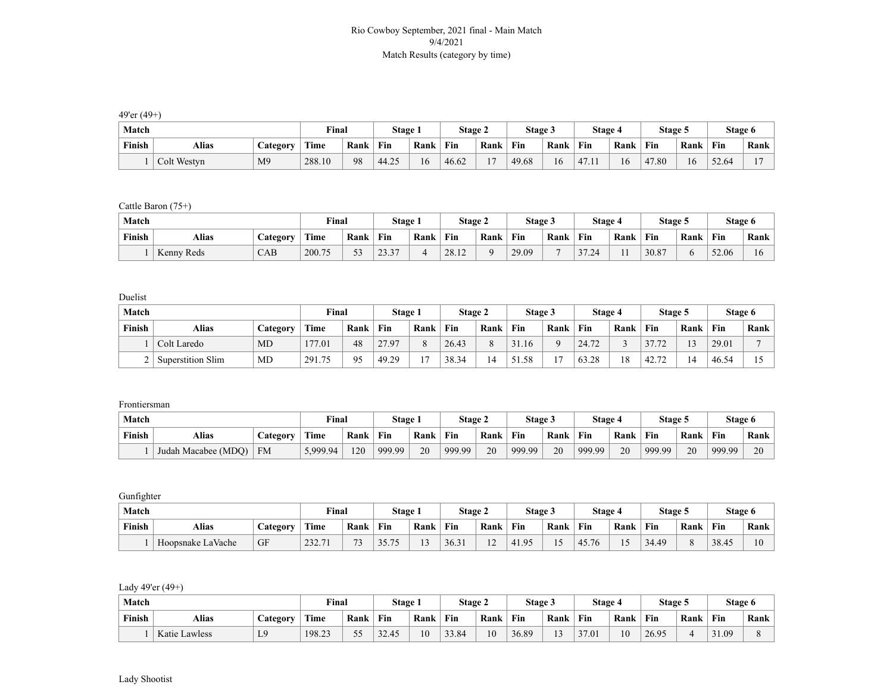Rio Cowboy September, 2021 final - Main Match
9/4/2021
Match Results (category by time)

49'er (49+)

| Match | | | Final | | Stage 1 | | Stage 2 | | Stage 3 | | Stage 4 | | Stage 5 | | Stage 6 | |
|---|---|---|---|---|---|---|---|---|---|---|---|---|---|---|---|---|
| Finish | Alias | Category | Time | Rank | Fin | Rank | Fin | Rank | Fin | Rank | Fin | Rank | Fin | Rank | Fin | Rank |
| 1 | Colt Westyn | M9 | 288.10 | 98 | 44.25 | 16 | 46.62 | 17 | 49.68 | 16 | 47.11 | 16 | 47.80 | 16 | 52.64 | 17 |

Cattle Baron (75+)

| Match | | | Final | | Stage 1 | | Stage 2 | | Stage 3 | | Stage 4 | | Stage 5 | | Stage 6 | |
|---|---|---|---|---|---|---|---|---|---|---|---|---|---|---|---|---|
| Finish | Alias | Category | Time | Rank | Fin | Rank | Fin | Rank | Fin | Rank | Fin | Rank | Fin | Rank | Fin | Rank |
| 1 | Kenny Reds | CAB | 200.75 | 53 | 23.37 | 4 | 28.12 | 9 | 29.09 | 7 | 37.24 | 11 | 30.87 | 6 | 52.06 | 16 |

Duelist

| Match | | | Final | | Stage 1 | | Stage 2 | | Stage 3 | | Stage 4 | | Stage 5 | | Stage 6 | |
|---|---|---|---|---|---|---|---|---|---|---|---|---|---|---|---|---|
| Finish | Alias | Category | Time | Rank | Fin | Rank | Fin | Rank | Fin | Rank | Fin | Rank | Fin | Rank | Fin | Rank |
| 1 | Colt Laredo | MD | 177.01 | 48 | 27.97 | 8 | 26.43 | 8 | 31.16 | 9 | 24.72 | 3 | 37.72 | 13 | 29.01 | 7 |
| 2 | Superstition Slim | MD | 291.75 | 95 | 49.29 | 17 | 38.34 | 14 | 51.58 | 17 | 63.28 | 18 | 42.72 | 14 | 46.54 | 15 |

Frontiersman

| Match | | | Final | | Stage 1 | | Stage 2 | | Stage 3 | | Stage 4 | | Stage 5 | | Stage 6 | |
|---|---|---|---|---|---|---|---|---|---|---|---|---|---|---|---|---|
| Finish | Alias | Category | Time | Rank | Fin | Rank | Fin | Rank | Fin | Rank | Fin | Rank | Fin | Rank | Fin | Rank |
| 1 | Judah Macabee (MDQ) | FM | 5,999.94 | 120 | 999.99 | 20 | 999.99 | 20 | 999.99 | 20 | 999.99 | 20 | 999.99 | 20 | 999.99 | 20 |

Gunfighter

| Match | | | Final | | Stage 1 | | Stage 2 | | Stage 3 | | Stage 4 | | Stage 5 | | Stage 6 | |
|---|---|---|---|---|---|---|---|---|---|---|---|---|---|---|---|---|
| Finish | Alias | Category | Time | Rank | Fin | Rank | Fin | Rank | Fin | Rank | Fin | Rank | Fin | Rank | Fin | Rank |
| 1 | Hoopsnake LaVache | GF | 232.71 | 73 | 35.75 | 13 | 36.31 | 12 | 41.95 | 15 | 45.76 | 15 | 34.49 | 8 | 38.45 | 10 |

Lady 49'er (49+)

| Match | | | Final | | Stage 1 | | Stage 2 | | Stage 3 | | Stage 4 | | Stage 5 | | Stage 6 | |
|---|---|---|---|---|---|---|---|---|---|---|---|---|---|---|---|---|
| Finish | Alias | Category | Time | Rank | Fin | Rank | Fin | Rank | Fin | Rank | Fin | Rank | Fin | Rank | Fin | Rank |
| 1 | Katie Lawless | L9 | 198.23 | 55 | 32.45 | 10 | 33.84 | 10 | 36.89 | 13 | 37.01 | 10 | 26.95 | 4 | 31.09 | 8 |

Lady Shootist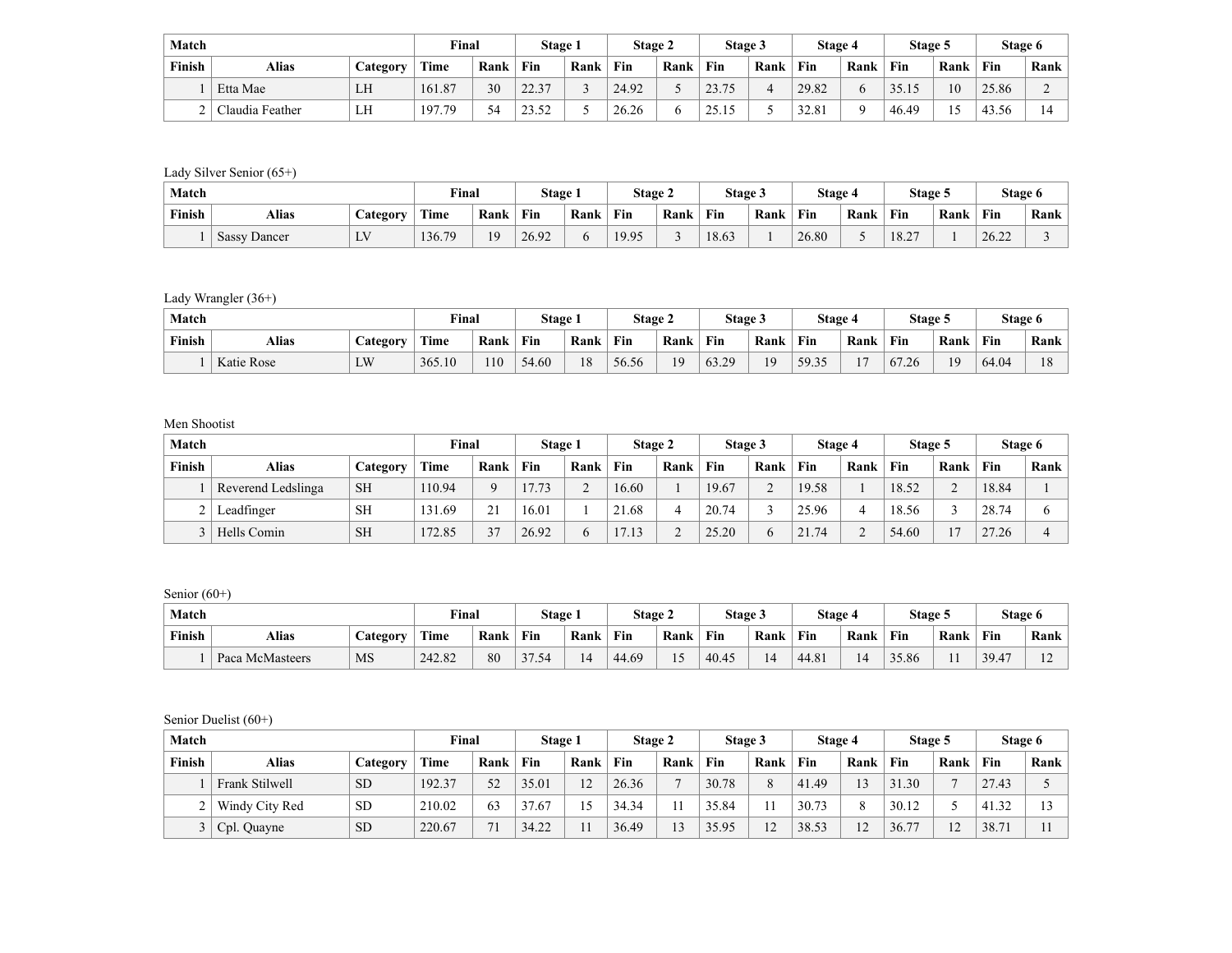| Match | | | Final | | Stage 1 | | Stage 2 | | Stage 3 | | Stage 4 | | Stage 5 | | Stage 6 | |
|---|---|---|---|---|---|---|---|---|---|---|---|---|---|---|---|---|
| Finish | Alias | Category | Time | Rank | Fin | Rank | Fin | Rank | Fin | Rank | Fin | Rank | Fin | Rank | Fin | Rank |
| 1 | Etta Mae | LH | 161.87 | 30 | 22.37 | 3 | 24.92 | 5 | 23.75 | 4 | 29.82 | 6 | 35.15 | 10 | 25.86 | 2 |
| 2 | Claudia Feather | LH | 197.79 | 54 | 23.52 | 5 | 26.26 | 6 | 25.15 | 5 | 32.81 | 9 | 46.49 | 15 | 43.56 | 14 |

Lady Silver Senior (65+)

| Match | | | Final | | Stage 1 | | Stage 2 | | Stage 3 | | Stage 4 | | Stage 5 | | Stage 6 | |
|---|---|---|---|---|---|---|---|---|---|---|---|---|---|---|---|---|
| Finish | Alias | Category | Time | Rank | Fin | Rank | Fin | Rank | Fin | Rank | Fin | Rank | Fin | Rank | Fin | Rank |
| 1 | Sassy Dancer | LV | 136.79 | 19 | 26.92 | 6 | 19.95 | 3 | 18.63 | 1 | 26.80 | 5 | 18.27 | 1 | 26.22 | 3 |

Lady Wrangler (36+)

| Match | | | Final | | Stage 1 | | Stage 2 | | Stage 3 | | Stage 4 | | Stage 5 | | Stage 6 | |
|---|---|---|---|---|---|---|---|---|---|---|---|---|---|---|---|---|
| Finish | Alias | Category | Time | Rank | Fin | Rank | Fin | Rank | Fin | Rank | Fin | Rank | Fin | Rank | Fin | Rank |
| 1 | Katie Rose | LW | 365.10 | 110 | 54.60 | 18 | 56.56 | 19 | 63.29 | 19 | 59.35 | 17 | 67.26 | 19 | 64.04 | 18 |

Men Shootist

| Match | | | Final | | Stage 1 | | Stage 2 | | Stage 3 | | Stage 4 | | Stage 5 | | Stage 6 | |
|---|---|---|---|---|---|---|---|---|---|---|---|---|---|---|---|---|
| Finish | Alias | Category | Time | Rank | Fin | Rank | Fin | Rank | Fin | Rank | Fin | Rank | Fin | Rank | Fin | Rank |
| 1 | Reverend Ledslinga | SH | 110.94 | 9 | 17.73 | 2 | 16.60 | 1 | 19.67 | 2 | 19.58 | 1 | 18.52 | 2 | 18.84 | 1 |
| 2 | Leadfinger | SH | 131.69 | 21 | 16.01 | 1 | 21.68 | 4 | 20.74 | 3 | 25.96 | 4 | 18.56 | 3 | 28.74 | 6 |
| 3 | Hells Comin | SH | 172.85 | 37 | 26.92 | 6 | 17.13 | 2 | 25.20 | 6 | 21.74 | 2 | 54.60 | 17 | 27.26 | 4 |

Senior (60+)

| Match | | | Final | | Stage 1 | | Stage 2 | | Stage 3 | | Stage 4 | | Stage 5 | | Stage 6 | |
|---|---|---|---|---|---|---|---|---|---|---|---|---|---|---|---|---|
| Finish | Alias | Category | Time | Rank | Fin | Rank | Fin | Rank | Fin | Rank | Fin | Rank | Fin | Rank | Fin | Rank |
| 1 | Paca McMasteers | MS | 242.82 | 80 | 37.54 | 14 | 44.69 | 15 | 40.45 | 14 | 44.81 | 14 | 35.86 | 11 | 39.47 | 12 |

Senior Duelist (60+)

| Match | | | Final | | Stage 1 | | Stage 2 | | Stage 3 | | Stage 4 | | Stage 5 | | Stage 6 | |
|---|---|---|---|---|---|---|---|---|---|---|---|---|---|---|---|---|
| Finish | Alias | Category | Time | Rank | Fin | Rank | Fin | Rank | Fin | Rank | Fin | Rank | Fin | Rank | Fin | Rank |
| 1 | Frank Stilwell | SD | 192.37 | 52 | 35.01 | 12 | 26.36 | 7 | 30.78 | 8 | 41.49 | 13 | 31.30 | 7 | 27.43 | 5 |
| 2 | Windy City Red | SD | 210.02 | 63 | 37.67 | 15 | 34.34 | 11 | 35.84 | 11 | 30.73 | 8 | 30.12 | 5 | 41.32 | 13 |
| 3 | Cpl. Quayne | SD | 220.67 | 71 | 34.22 | 11 | 36.49 | 13 | 35.95 | 12 | 38.53 | 12 | 36.77 | 12 | 38.71 | 11 |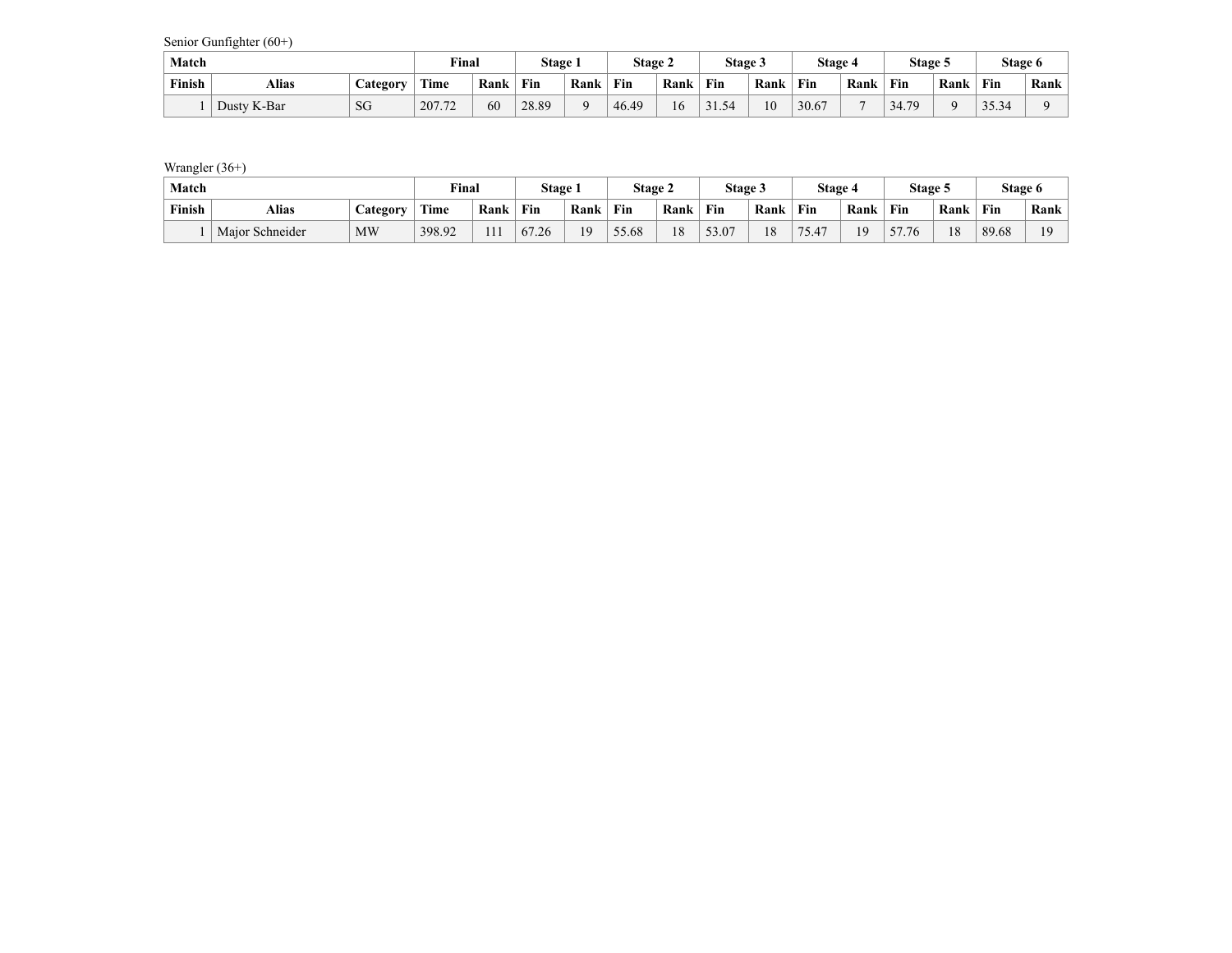Senior Gunfighter (60+)

| Match | | | Final | | Stage 1 | | Stage 2 | | Stage 3 | | Stage 4 | | Stage 5 | | Stage 6 | |
|---|---|---|---|---|---|---|---|---|---|---|---|---|---|---|---|---|
| Finish | Alias | Category | Time | Rank | Fin | Rank | Fin | Rank | Fin | Rank | Fin | Rank | Fin | Rank | Fin | Rank |
| 1 | Dusty K-Bar | SG | 207.72 | 60 | 28.89 | 9 | 46.49 | 16 | 31.54 | 10 | 30.67 | 7 | 34.79 | 9 | 35.34 | 9 |

Wrangler (36+)

| Match | | | Final | | Stage 1 | | Stage 2 | | Stage 3 | | Stage 4 | | Stage 5 | | Stage 6 | |
|---|---|---|---|---|---|---|---|---|---|---|---|---|---|---|---|---|
| Finish | Alias | Category | Time | Rank | Fin | Rank | Fin | Rank | Fin | Rank | Fin | Rank | Fin | Rank | Fin | Rank |
| 1 | Major Schneider | MW | 398.92 | 111 | 67.26 | 19 | 55.68 | 18 | 53.07 | 18 | 75.47 | 19 | 57.76 | 18 | 89.68 | 19 |